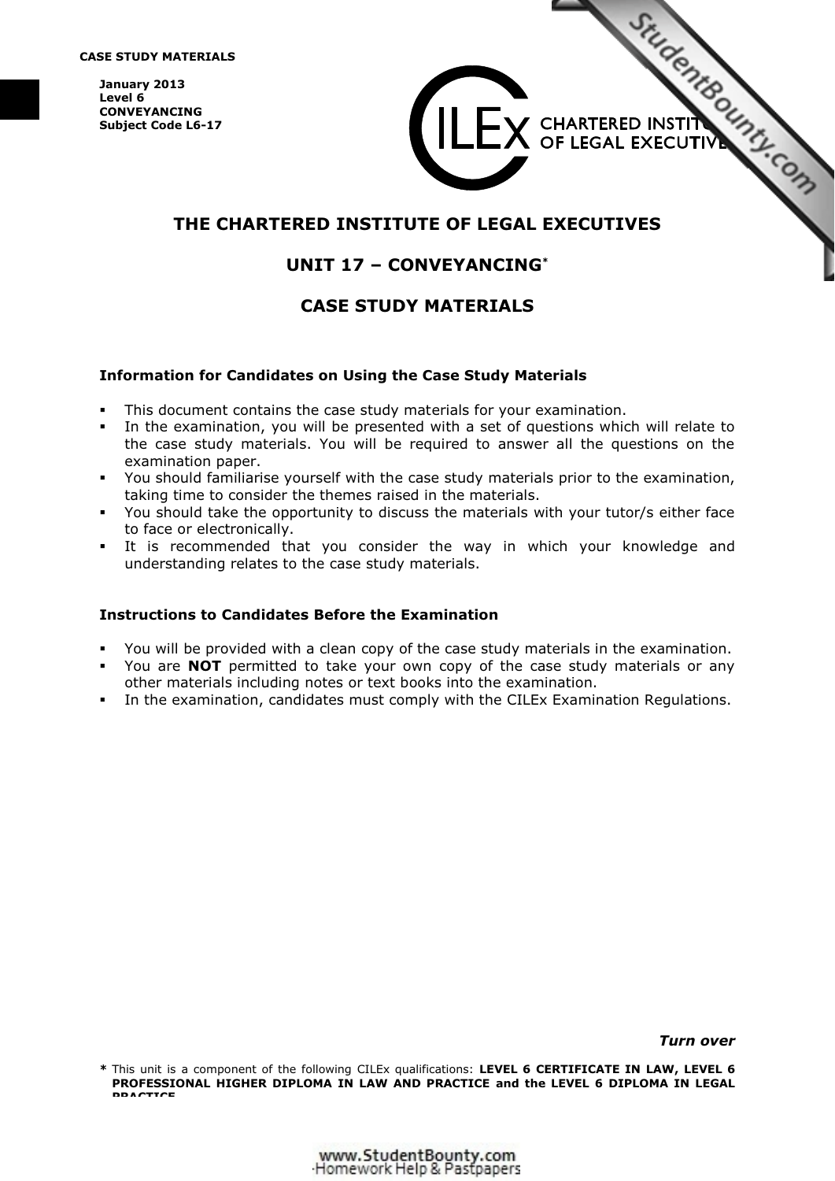**CASE STUDY MATERIALS**

**January 2013**
**Level 6**
**CONVEYANCING**
**Subject Code L6-17**

CHARTERED INSTITUTE OF LEGAL EXECUTIVES

# THE CHARTERED INSTITUTE OF LEGAL EXECUTIVES

## UNIT 17 – CONVEYANCING*

## CASE STUDY MATERIALS

### Information for Candidates on Using the Case Study Materials

- This document contains the case study materials for your examination.
- In the examination, you will be presented with a set of questions which will relate to the case study materials. You will be required to answer all the questions on the examination paper.
- You should familiarise yourself with the case study materials prior to the examination, taking time to consider the themes raised in the materials.
- You should take the opportunity to discuss the materials with your tutor/s either face to face or electronically.
- It is recommended that you consider the way in which your knowledge and understanding relates to the case study materials.

### Instructions to Candidates Before the Examination

- You will be provided with a clean copy of the case study materials in the examination.
- You are **NOT** permitted to take your own copy of the case study materials or any other materials including notes or text books into the examination.
- In the examination, candidates must comply with the CILEx Examination Regulations.

***Turn over***

\* This unit is a component of the following CILEx qualifications: **LEVEL 6 CERTIFICATE IN LAW, LEVEL 6 PROFESSIONAL HIGHER DIPLOMA IN LAW AND PRACTICE and the LEVEL 6 DIPLOMA IN LEGAL PRACTICE**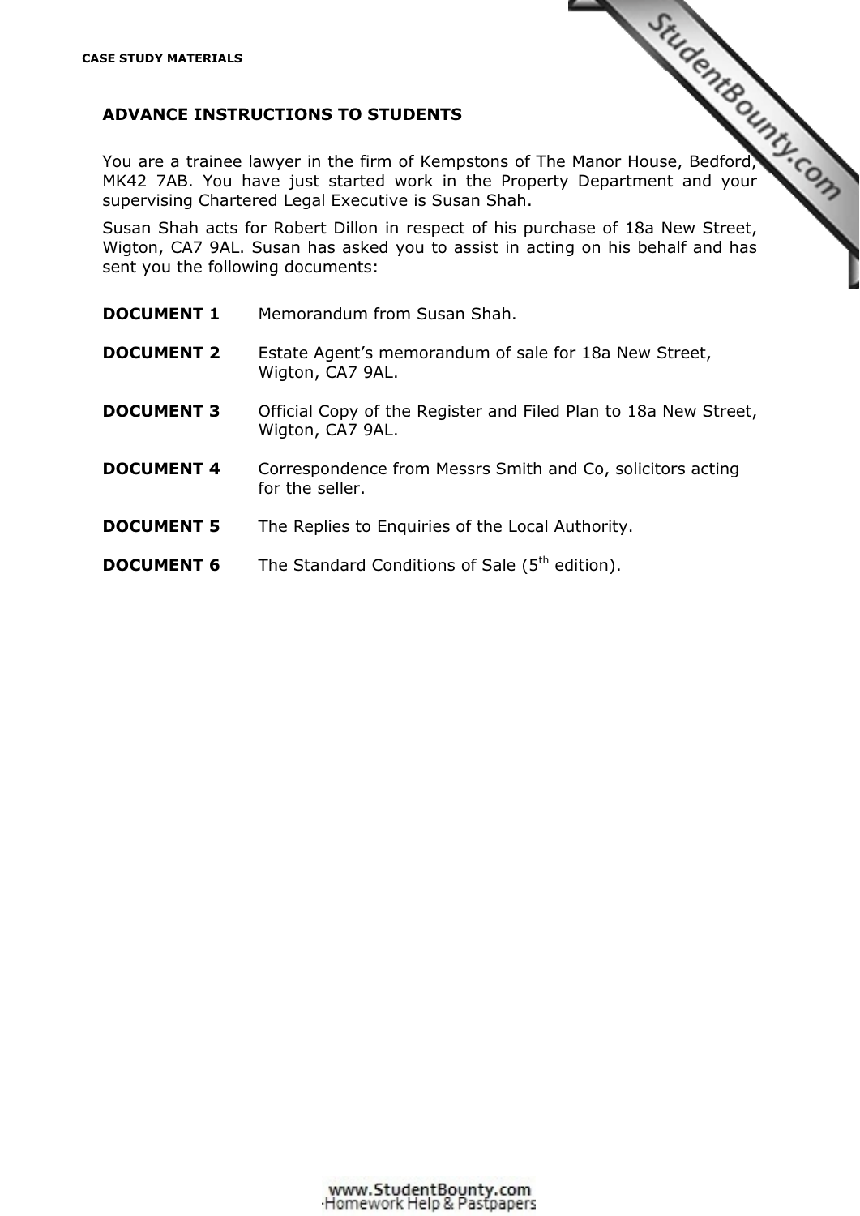CASE STUDY MATERIALS

## ADVANCE INSTRUCTIONS TO STUDENTS

You are a trainee lawyer in the firm of Kempstons of The Manor House, Bedford, MK42 7AB. You have just started work in the Property Department and your supervising Chartered Legal Executive is Susan Shah.

Susan Shah acts for Robert Dillon in respect of his purchase of 18a New Street, Wigton, CA7 9AL. Susan has asked you to assist in acting on his behalf and has sent you the following documents:

**DOCUMENT 1** Memorandum from Susan Shah.

**DOCUMENT 2** Estate Agent's memorandum of sale for 18a New Street, Wigton, CA7 9AL.

**DOCUMENT 3** Official Copy of the Register and Filed Plan to 18a New Street, Wigton, CA7 9AL.

**DOCUMENT 4** Correspondence from Messrs Smith and Co, solicitors acting for the seller.

**DOCUMENT 5** The Replies to Enquiries of the Local Authority.

**DOCUMENT 6** The Standard Conditions of Sale (5th edition).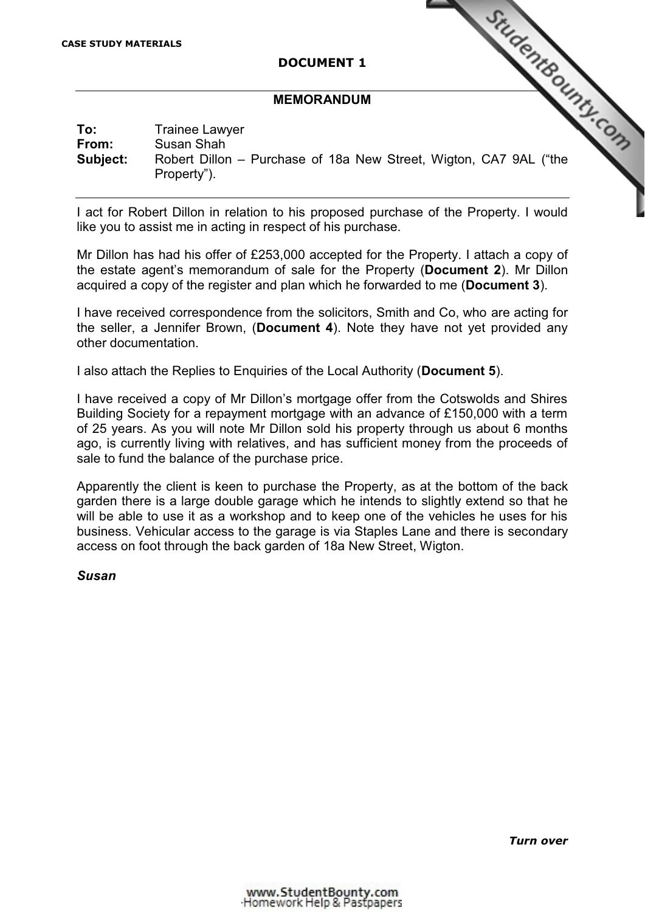CASE STUDY MATERIALS

**DOCUMENT 1**

---

**MEMORANDUM**

**To:** Trainee Lawyer
**From:** Susan Shah
**Subject:** Robert Dillon – Purchase of 18a New Street, Wigton, CA7 9AL ("the Property").

---

I act for Robert Dillon in relation to his proposed purchase of the Property. I would like you to assist me in acting in respect of his purchase.

Mr Dillon has had his offer of £253,000 accepted for the Property. I attach a copy of the estate agent's memorandum of sale for the Property (**Document 2**). Mr Dillon acquired a copy of the register and plan which he forwarded to me (**Document 3**).

I have received correspondence from the solicitors, Smith and Co, who are acting for the seller, a Jennifer Brown, (**Document 4**). Note they have not yet provided any other documentation.

I also attach the Replies to Enquiries of the Local Authority (**Document 5**).

I have received a copy of Mr Dillon's mortgage offer from the Cotswolds and Shires Building Society for a repayment mortgage with an advance of £150,000 with a term of 25 years. As you will note Mr Dillon sold his property through us about 6 months ago, is currently living with relatives, and has sufficient money from the proceeds of sale to fund the balance of the purchase price.

Apparently the client is keen to purchase the Property, as at the bottom of the back garden there is a large double garage which he intends to slightly extend so that he will be able to use it as a workshop and to keep one of the vehicles he uses for his business. Vehicular access to the garage is via Staples Lane and there is secondary access on foot through the back garden of 18a New Street, Wigton.

***Susan***

***Turn over***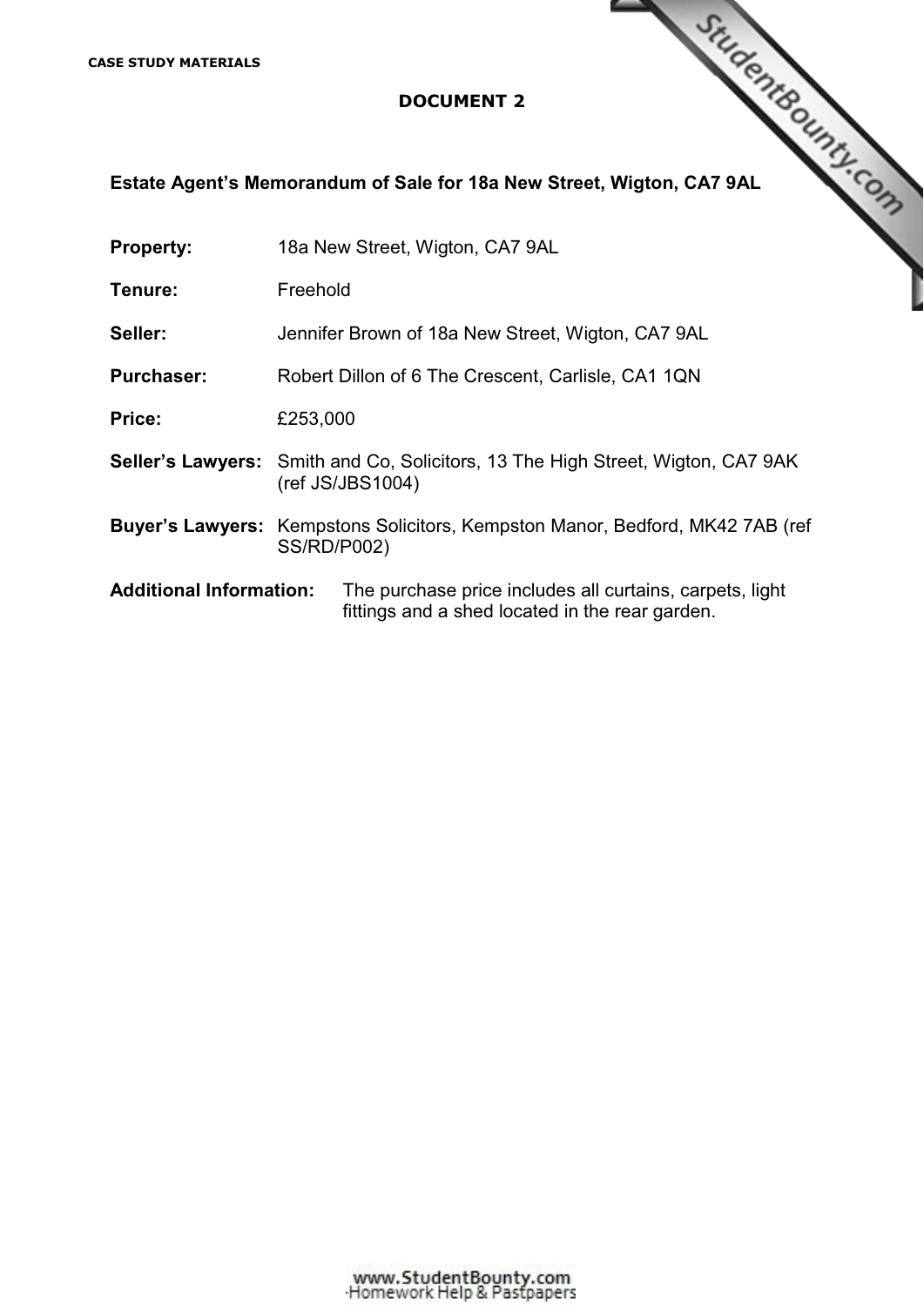CASE STUDY MATERIALS

## DOCUMENT 2

### Estate Agent's Memorandum of Sale for 18a New Street, Wigton, CA7 9AL

**Property:** 18a New Street, Wigton, CA7 9AL

**Tenure:** Freehold

**Seller:** Jennifer Brown of 18a New Street, Wigton, CA7 9AL

**Purchaser:** Robert Dillon of 6 The Crescent, Carlisle, CA1 1QN

**Price:** £253,000

**Seller's Lawyers:** Smith and Co, Solicitors, 13 The High Street, Wigton, CA7 9AK (ref JS/JBS1004)

**Buyer's Lawyers:** Kempstons Solicitors, Kempston Manor, Bedford, MK42 7AB (ref SS/RD/P002)

**Additional Information:** The purchase price includes all curtains, carpets, light fittings and a shed located in the rear garden.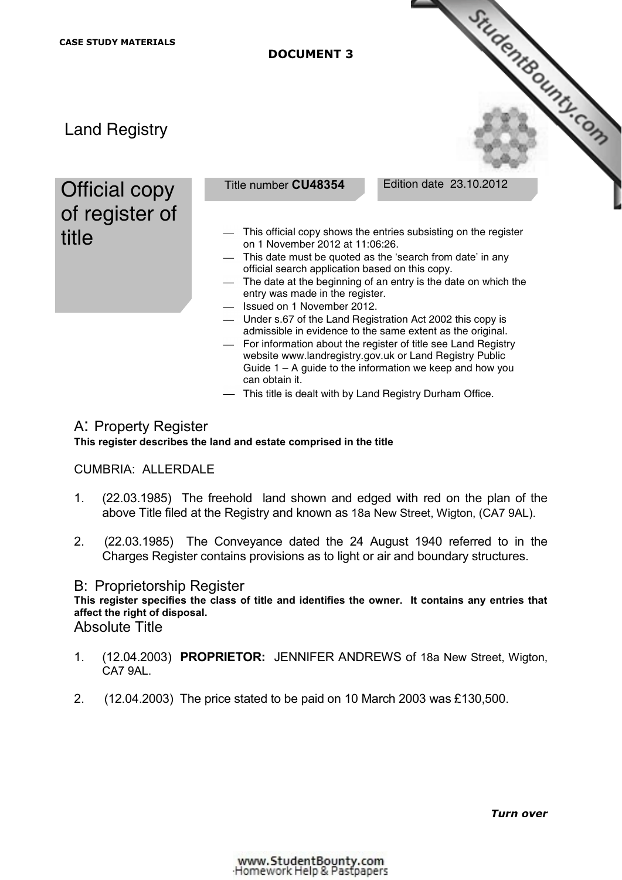CASE STUDY MATERIALS

DOCUMENT 3

Land Registry

# Official copy of register of title

Title number **CU48354**

Edition date 23.10.2012

- This official copy shows the entries subsisting on the register on 1 November 2012 at 11:06:26.
- This date must be quoted as the 'search from date' in any official search application based on this copy.
- The date at the beginning of an entry is the date on which the entry was made in the register.
- Issued on 1 November 2012.
- Under s.67 of the Land Registration Act 2002 this copy is admissible in evidence to the same extent as the original.
- For information about the register of title see Land Registry website www.landregistry.gov.uk or Land Registry Public Guide 1 – A guide to the information we keep and how you can obtain it.
- This title is dealt with by Land Registry Durham Office.

## A: Property Register

**This register describes the land and estate comprised in the title**

CUMBRIA: ALLERDALE

1. (22.03.1985) The freehold land shown and edged with red on the plan of the above Title filed at the Registry and known as 18a New Street, Wigton, (CA7 9AL).

2. (22.03.1985) The Conveyance dated the 24 August 1940 referred to in the Charges Register contains provisions as to light or air and boundary structures.

## B: Proprietorship Register

**This register specifies the class of title and identifies the owner. It contains any entries that affect the right of disposal.**

Absolute Title

1. (12.04.2003) **PROPRIETOR:** JENNIFER ANDREWS of 18a New Street, Wigton, CA7 9AL.

2. (12.04.2003) The price stated to be paid on 10 March 2003 was £130,500.

***Turn over***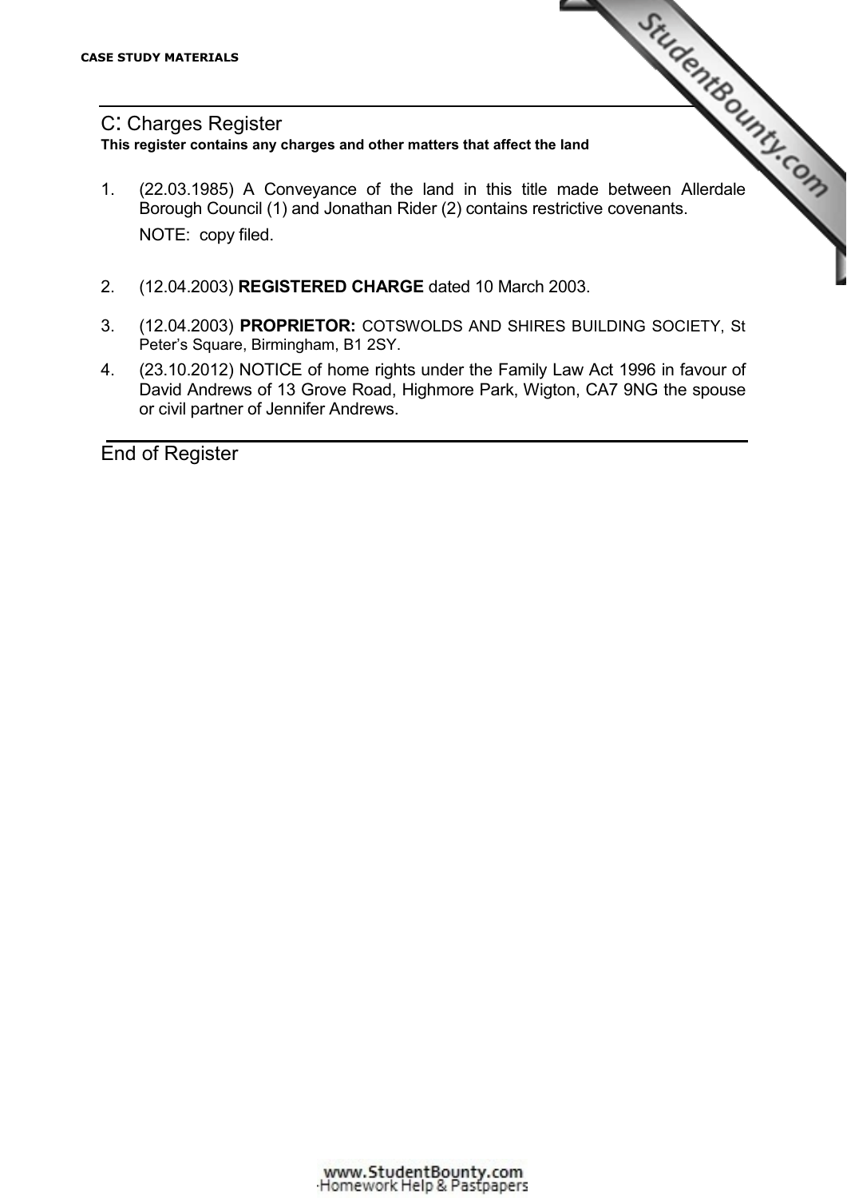## C: Charges Register

**This register contains any charges and other matters that affect the land**

1. (22.03.1985) A Conveyance of the land in this title made between Allerdale Borough Council (1) and Jonathan Rider (2) contains restrictive covenants.

   NOTE: copy filed.

2. (12.04.2003) **REGISTERED CHARGE** dated 10 March 2003.

3. (12.04.2003) **PROPRIETOR:** COTSWOLDS AND SHIRES BUILDING SOCIETY, St Peter's Square, Birmingham, B1 2SY.

4. (23.10.2012) NOTICE of home rights under the Family Law Act 1996 in favour of David Andrews of 13 Grove Road, Highmore Park, Wigton, CA7 9NG the spouse or civil partner of Jennifer Andrews.

End of Register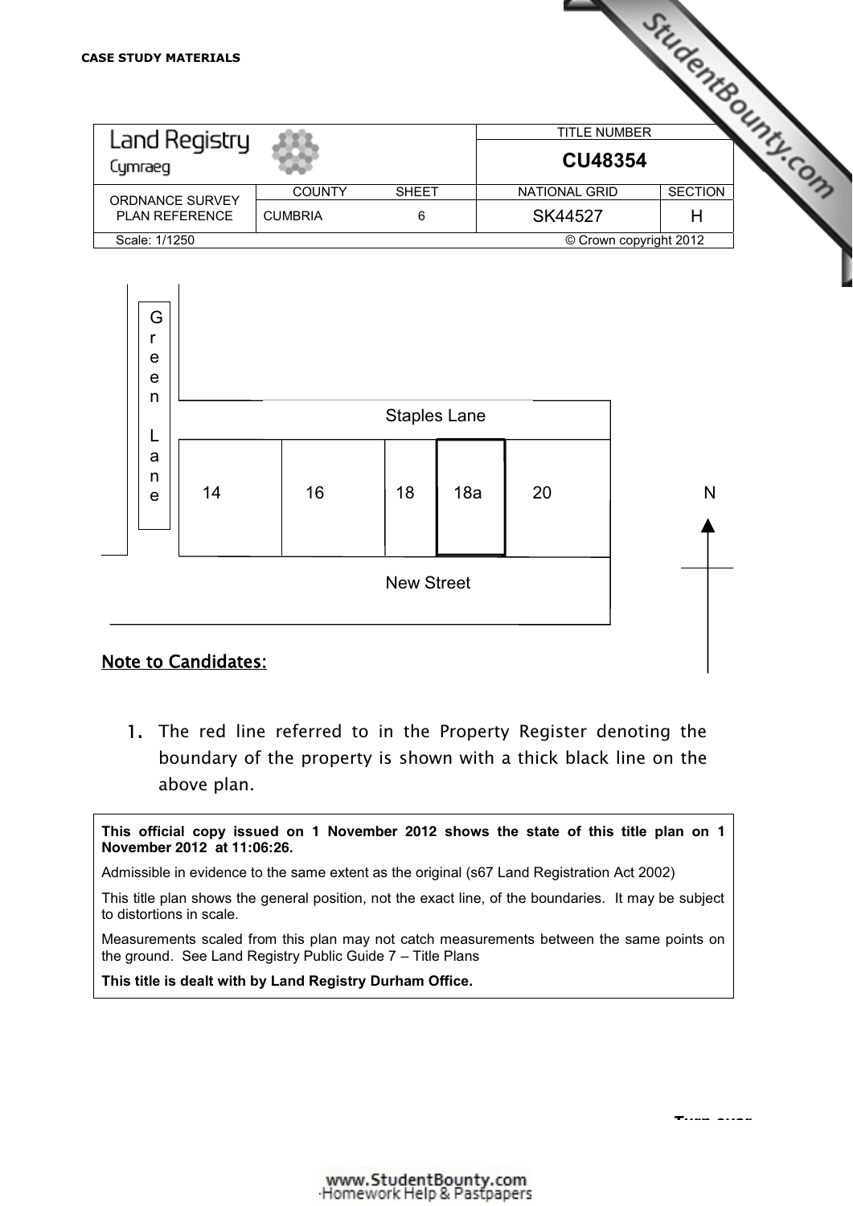CASE STUDY MATERIALS

| Land Registry Cymraeg | | | TITLE NUMBER | |
|---|---|---|---|---|
| | | | CU48354 | |
| ORDNANCE SURVEY PLAN REFERENCE | COUNTY | SHEET | NATIONAL GRID | SECTION |
| | CUMBRIA | 6 | SK44527 | H |
| Scale: 1/1250 | | | © Crown copyright 2012 | |

Green Lane

Staples Lane

14 16 18 18a 20

N

New Street

**Note to Candidates:**

1. The red line referred to in the Property Register denoting the boundary of the property is shown with a thick black line on the above plan.

**This official copy issued on 1 November 2012 shows the state of this title plan on 1 November 2012 at 11:06:26.**

Admissible in evidence to the same extent as the original (s67 Land Registration Act 2002)

This title plan shows the general position, not the exact line, of the boundaries. It may be subject to distortions in scale.

Measurements scaled from this plan may not catch measurements between the same points on the ground. See Land Registry Public Guide 7 – Title Plans

**This title is dealt with by Land Registry Durham Office.**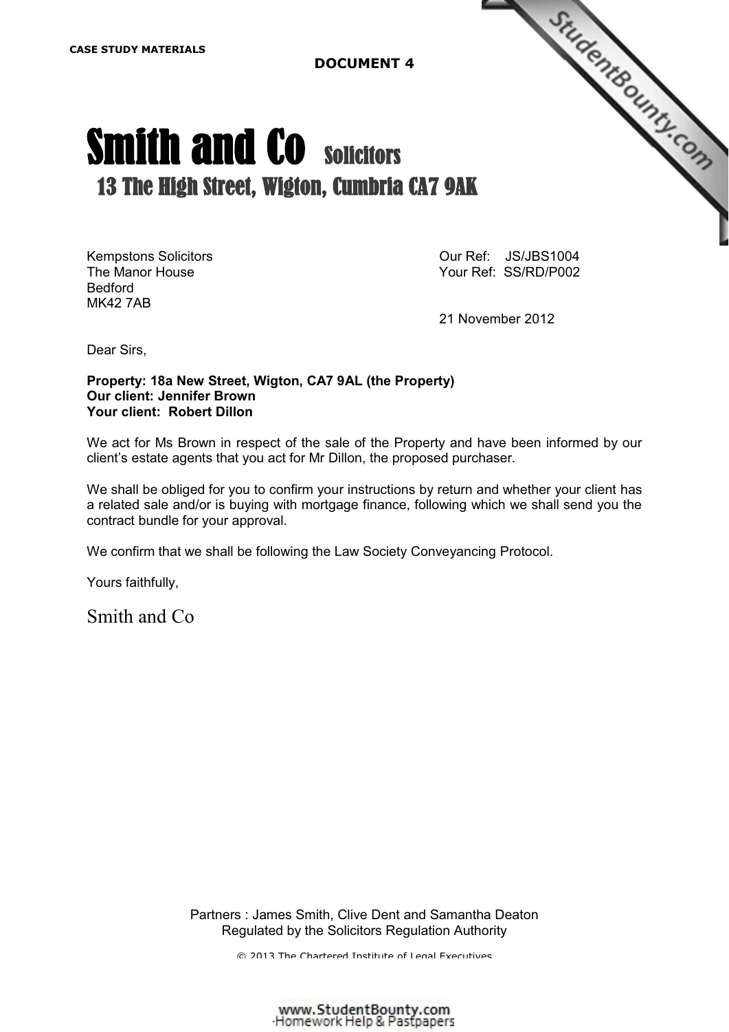CASE STUDY MATERIALS

**DOCUMENT 4**

# Smith and Co Solicitors

## 13 The High Street, Wigton, Cumbria CA7 9AK

Kempstons Solicitors
The Manor House
Bedford
MK42 7AB

Our Ref: JS/JBS1004
Your Ref: SS/RD/P002

21 November 2012

Dear Sirs,

**Property: 18a New Street, Wigton, CA7 9AL (the Property)**
**Our client: Jennifer Brown**
**Your client: Robert Dillon**

We act for Ms Brown in respect of the sale of the Property and have been informed by our client's estate agents that you act for Mr Dillon, the proposed purchaser.

We shall be obliged for you to confirm your instructions by return and whether your client has a related sale and/or is buying with mortgage finance, following which we shall send you the contract bundle for your approval.

We confirm that we shall be following the Law Society Conveyancing Protocol.

Yours faithfully,

Smith and Co

Partners : James Smith, Clive Dent and Samantha Deaton
Regulated by the Solicitors Regulation Authority

© 2013 The Chartered Institute of Legal Executives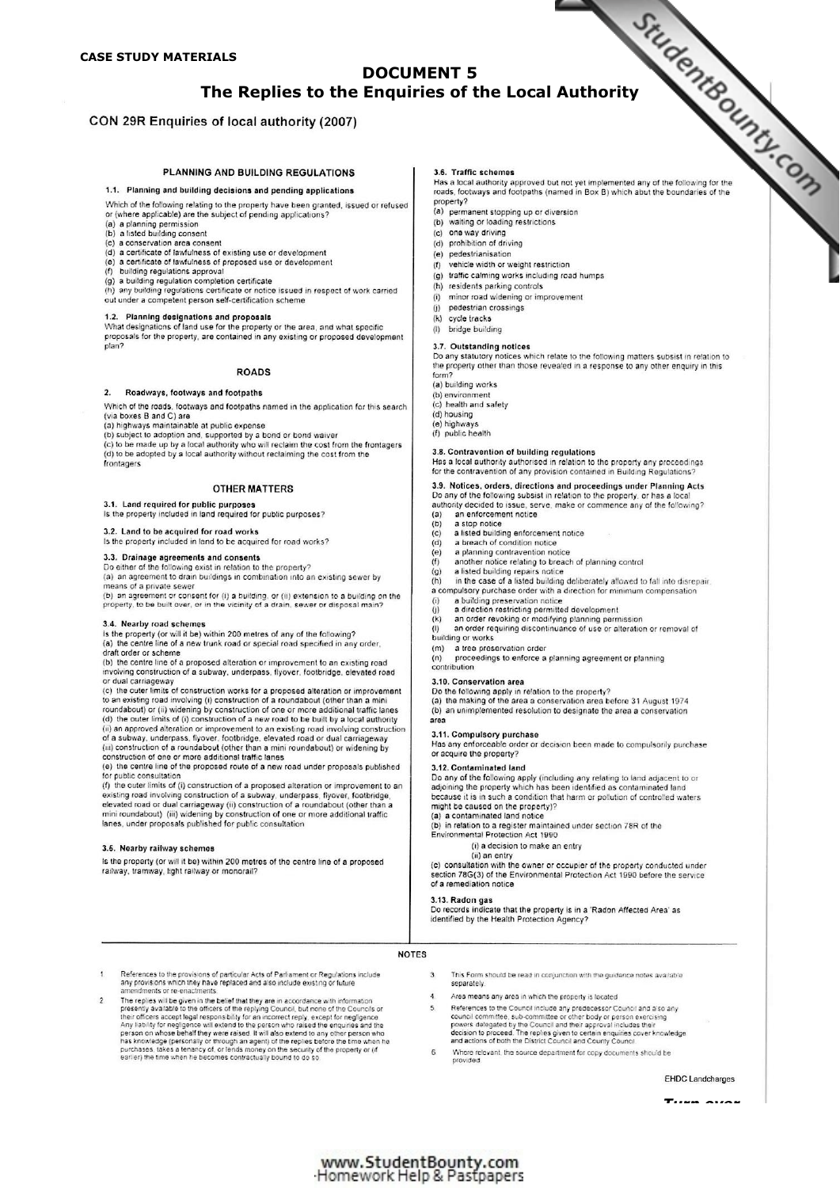**CASE STUDY MATERIALS**

# DOCUMENT 5
## The Replies to the Enquiries of the Local Authority

CON 29R Enquiries of local authority (2007)

### PLANNING AND BUILDING REGULATIONS

**1.1. Planning and building decisions and pending applications**

Which of the following relating to the property have been granted, issued or refused or (where applicable) are the subject of pending applications?
(a) a planning permission
(b) a listed building consent
(c) a conservation area consent
(d) a certificate of lawfulness of existing use or development
(e) a certificate of lawfulness of proposed use or development
(f) building regulations approval
(g) a building regulation completion certificate
(h) any building regulations certificate or notice issued in respect of work carried out under a competent person self-certification scheme

**1.2. Planning designations and proposals**
What designations of land use for the property or the area, and what specific proposals for the property, are contained in any existing or proposed development plan?

### ROADS

**2. Roadways, footways and footpaths**

Which of the roads, footways and footpaths named in the application for this search (via boxes B and C) are
(a) highways maintainable at public expense
(b) subject to adoption and, supported by a bond or bond waiver
(c) to be made up by a local authority who will reclaim the cost from the frontagers
(d) to be adopted by a local authority without reclaiming the cost from the frontagers

### OTHER MATTERS

**3.1. Land required for public purposes**
Is the property included in land required for public purposes?

**3.2. Land to be acquired for road works**
Is the property included in land to be acquired for road works?

**3.3. Drainage agreements and consents**
Do either of the following exist in relation to the property?
(a) an agreement to drain buildings in combination into an existing sewer by means of a private sewer
(b) an agreement or consent for (i) a building, or (ii) extension to a building on the property, to be built over, or in the vicinity of a drain, sewer or disposal main?

**3.4. Nearby road schemes**
Is the property (or will it be) within 200 metres of any of the following?
(a) the centre line of a new trunk road or special road specified in any order, draft order or scheme
(b) the centre line of a proposed alteration or improvement to an existing road involving construction of a subway, underpass, flyover, footbridge, elevated road or dual carriageway
(c) the outer limits of construction works for a proposed alteration or improvement to an existing road involving (i) construction of a roundabout (other than a mini roundabout) or (ii) widening by construction of one or more additional traffic lanes
(d) the outer limits of (i) construction of a new road to be built by a local authority (ii) an approved alteration or improvement to an existing road involving construction of a subway, underpass, flyover, footbridge, elevated road or dual carriageway (iii) construction of a roundabout (other than a mini roundabout) or widening by construction of one or more additional traffic lanes
(e) the centre line of the proposed route of a new road under proposals published for public consultation
(f) the outer limits of (i) construction of a proposed alteration or improvement to an existing road involving construction of a subway, underpass, flyover, footbridge, elevated road or dual carriageway (ii) construction of a roundabout (other than a mini roundabout) (iii) widening by construction of one or more additional traffic lanes, under proposals published for public consultation

**3.5. Nearby railway schemes**

Is the property (or will it be) within 200 metres of the centre line of a proposed railway, tramway, light railway or monorail?

**3.6. Traffic schemes**
Has a local authority approved but not yet implemented any of the following for the roads, footways and footpaths (named in Box B) which abut the boundaries of the property?
(a) permanent stopping up or diversion
(b) waiting or loading restrictions
(c) one way driving
(d) prohibition of driving
(e) pedestrianisation
(f) vehicle width or weight restriction
(g) traffic calming works including road humps
(h) residents parking controls
(i) minor road widening or improvement
(j) pedestrian crossings
(k) cycle tracks
(l) bridge building

**3.7. Outstanding notices**
Do any statutory notices which relate to the following matters subsist in relation to the property other than those revealed in a response to any other enquiry in this form?
(a) building works
(b) environment
(c) health and safety
(d) housing
(e) highways
(f) public health

**3.8. Contravention of building regulations**
Has a local authority authorised in relation to the property any proceedings for the contravention of any provision contained in Building Regulations?

**3.9. Notices, orders, directions and proceedings under Planning Acts**
Do any of the following subsist in relation to the property, or has a local authority decided to issue, serve, make or commence any of the following?
(a) an enforcement notice
(b) a stop notice
(c) a listed building enforcement notice
(d) a breach of condition notice
(e) a planning contravention notice
(f) another notice relating to breach of planning control
(g) a listed building repairs notice
(h) in the case of a listed building deliberately allowed to fall into disrepair, a compulsory purchase order with a direction for minimum compensation
(i) a building preservation notice
(j) a direction restricting permitted development
(k) an order revoking or modifying planning permission
(l) an order requiring discontinuance of use or alteration or removal of building or works
(m) a tree preservation order
(n) proceedings to enforce a planning agreement or planning contribution

**3.10. Conservation area**
Do the following apply in relation to the property?
(a) the making of the area a conservation area before 31 August 1974
(b) an unimplemented resolution to designate the area a conservation area

**3.11. Compulsory purchase**
Has any enforceable order or decision been made to compulsorily purchase or acquire the property?

**3.12. Contaminated land**
Do any of the following apply (including any relating to land adjacent to or adjoining the property which has been identified as contaminated land because it is in such a condition that harm or pollution of controlled waters might be caused on the property)?
(a) a contaminated land notice
(b) in relation to a register maintained under section 78R of the Environmental Protection Act 1990
(i) a decision to make an entry
(ii) an entry
(c) consultation with the owner or occupier of the property conducted under section 78G(3) of the Environmental Protection Act 1990 before the service of a remediation notice

**3.13. Radon gas**
Do records indicate that the property is in a 'Radon Affected Area' as identified by the Health Protection Agency?

### NOTES

1. References to the provisions of particular Acts of Parliament or Regulations include any provisions which they have replaced and also include existing or future amendments or re-enactments.
2. The replies will be given in the belief that they are in accordance with information presently available to the officers of the replying Council, but none of the Councils or their officers accept legal responsibility for an incorrect reply, except for negligence. Any liability for negligence will extend to the person who raised the enquiries and the person on whose behalf they were raised. It will also extend to any other person who has knowledge (personally or through an agent) of the replies before the time when he purchases, takes a tenancy of, or lends money on the security of the property or (if earlier) the time when he becomes contractually bound to do so.
3. This Form should be read in conjunction with the guidance notes available separately.
4. Area means any area in which the property is located.
5. References to the Council include any predecessor Council and also any council committee, sub-committee or other body or person exercising powers delegated by the Council and their approval includes their decision to proceed. The replies given to certain enquiries cover knowledge and actions of both the District Council and County Council.
6. Where relevant, the source department for copy documents should be provided.

EHDC Landcharges

Turn over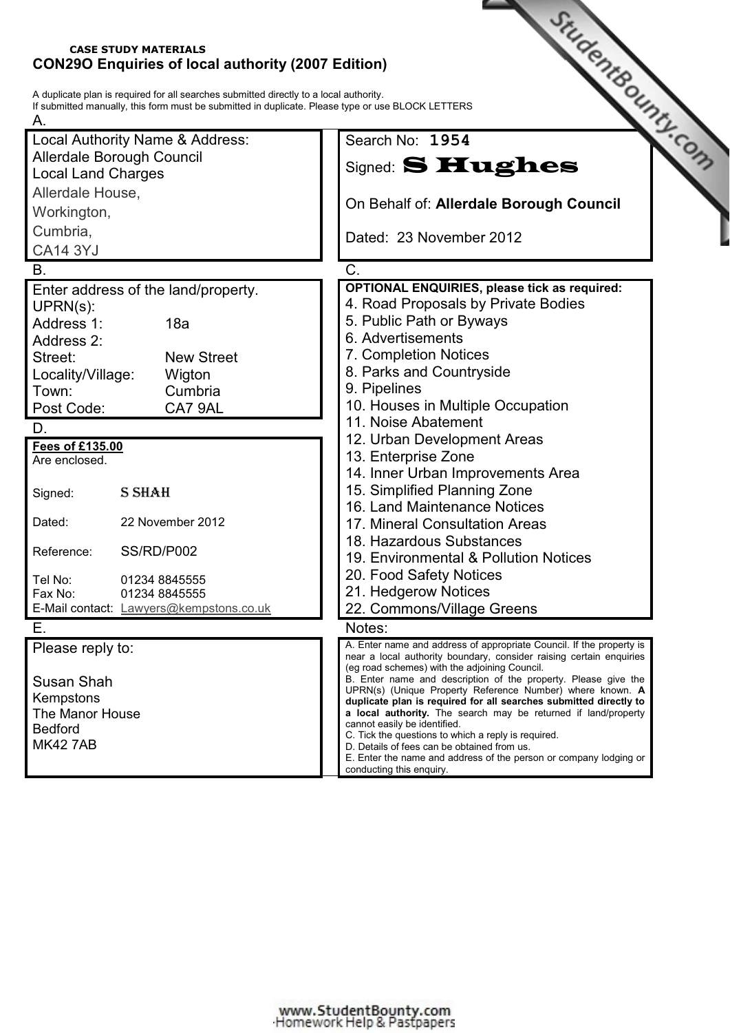**CASE STUDY MATERIALS**

## CON29O Enquiries of local authority (2007 Edition)

A duplicate plan is required for all searches submitted directly to a local authority.
If submitted manually, this form must be submitted in duplicate. Please type or use BLOCK LETTERS

**A.**

Local Authority Name & Address:
Allerdale Borough Council
Local Land Charges
Allerdale House,
Workington,
Cumbria,
CA14 3YJ

Search No: **1954**

Signed: **S Hughes**

On Behalf of: **Allerdale Borough Council**

Dated: 23 November 2012

**B.**

Enter address of the land/property.

| | |
|---|---|
| UPRN(s): | |
| Address 1: | 18a |
| Address 2: | |
| Street: | New Street |
| Locality/Village: | Wigton |
| Town: | Cumbria |
| Post Code: | CA7 9AL |

**C.**

**OPTIONAL ENQUIRIES, please tick as required:**

4. Road Proposals by Private Bodies
5. Public Path or Byways
6. Advertisements
7. Completion Notices
8. Parks and Countryside
9. Pipelines
10. Houses in Multiple Occupation
11. Noise Abatement
12. Urban Development Areas
13. Enterprise Zone
14. Inner Urban Improvements Area
15. Simplified Planning Zone
16. Land Maintenance Notices
17. Mineral Consultation Areas
18. Hazardous Substances
19. Environmental & Pollution Notices
20. Food Safety Notices
21. Hedgerow Notices
22. Commons/Village Greens

**D.**

**Fees of £135.00**
Are enclosed.

| | |
|---|---|
| Signed: | S SHAH |
| Dated: | 22 November 2012 |
| Reference: | SS/RD/P002 |
| Tel No: | 01234 8845555 |
| Fax No: | 01234 8845555 |
| E-Mail contact: | Lawyers@kempstons.co.uk |

**E.**

Please reply to:

Susan Shah
Kempstons
The Manor House
Bedford
MK42 7AB

**Notes:**

A. Enter name and address of appropriate Council. If the property is near a local authority boundary, consider raising certain enquiries (eg road schemes) with the adjoining Council.
B. Enter name and description of the property. Please give the UPRN(s) (Unique Property Reference Number) where known. **A duplicate plan is required for all searches submitted directly to a local authority.** The search may be returned if land/property cannot easily be identified.
C. Tick the questions to which a reply is required.
D. Details of fees can be obtained from us.
E. Enter the name and address of the person or company lodging or conducting this enquiry.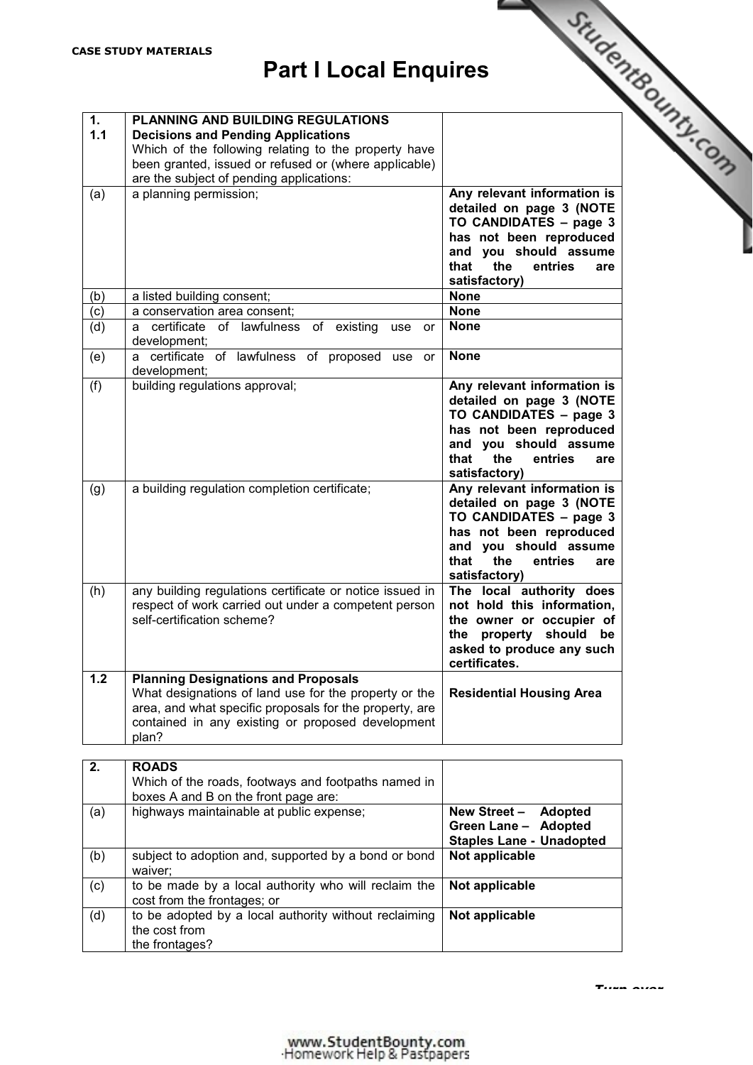**CASE STUDY MATERIALS**

# Part I Local Enquires

| | | |
|---|---|---|
| **1.**<br>**1.1** | **PLANNING AND BUILDING REGULATIONS**<br>**Decisions and Pending Applications**<br>Which of the following relating to the property have been granted, issued or refused or (where applicable) are the subject of pending applications: | |
| (a) | a planning permission; | **Any relevant information is detailed on page 3 (NOTE TO CANDIDATES – page 3 has not been reproduced and you should assume that the entries are satisfactory)** |
| (b) | a listed building consent; | **None** |
| (c) | a conservation area consent; | **None** |
| (d) | a certificate of lawfulness of existing use or development; | **None** |
| (e) | a certificate of lawfulness of proposed use or development; | **None** |
| (f) | building regulations approval; | **Any relevant information is detailed on page 3 (NOTE TO CANDIDATES – page 3 has not been reproduced and you should assume that the entries are satisfactory)** |
| (g) | a building regulation completion certificate; | **Any relevant information is detailed on page 3 (NOTE TO CANDIDATES – page 3 has not been reproduced and you should assume that the entries are satisfactory)** |
| (h) | any building regulations certificate or notice issued in respect of work carried out under a competent person self-certification scheme? | **The local authority does not hold this information, the owner or occupier of the property should be asked to produce any such certificates.** |
| **1.2** | **Planning Designations and Proposals**<br>What designations of land use for the property or the area, and what specific proposals for the property, are contained in any existing or proposed development plan? | **Residential Housing Area** |

| | | |
|---|---|---|
| **2.** | **ROADS**<br>Which of the roads, footways and footpaths named in boxes A and B on the front page are: | |
| (a) | highways maintainable at public expense; | **New Street – Adopted**<br>**Green Lane – Adopted**<br>**Staples Lane - Unadopted** |
| (b) | subject to adoption and, supported by a bond or bond waiver; | **Not applicable** |
| (c) | to be made by a local authority who will reclaim the cost from the frontages; or | **Not applicable** |
| (d) | to be adopted by a local authority without reclaiming the cost from the frontages? | **Not applicable** |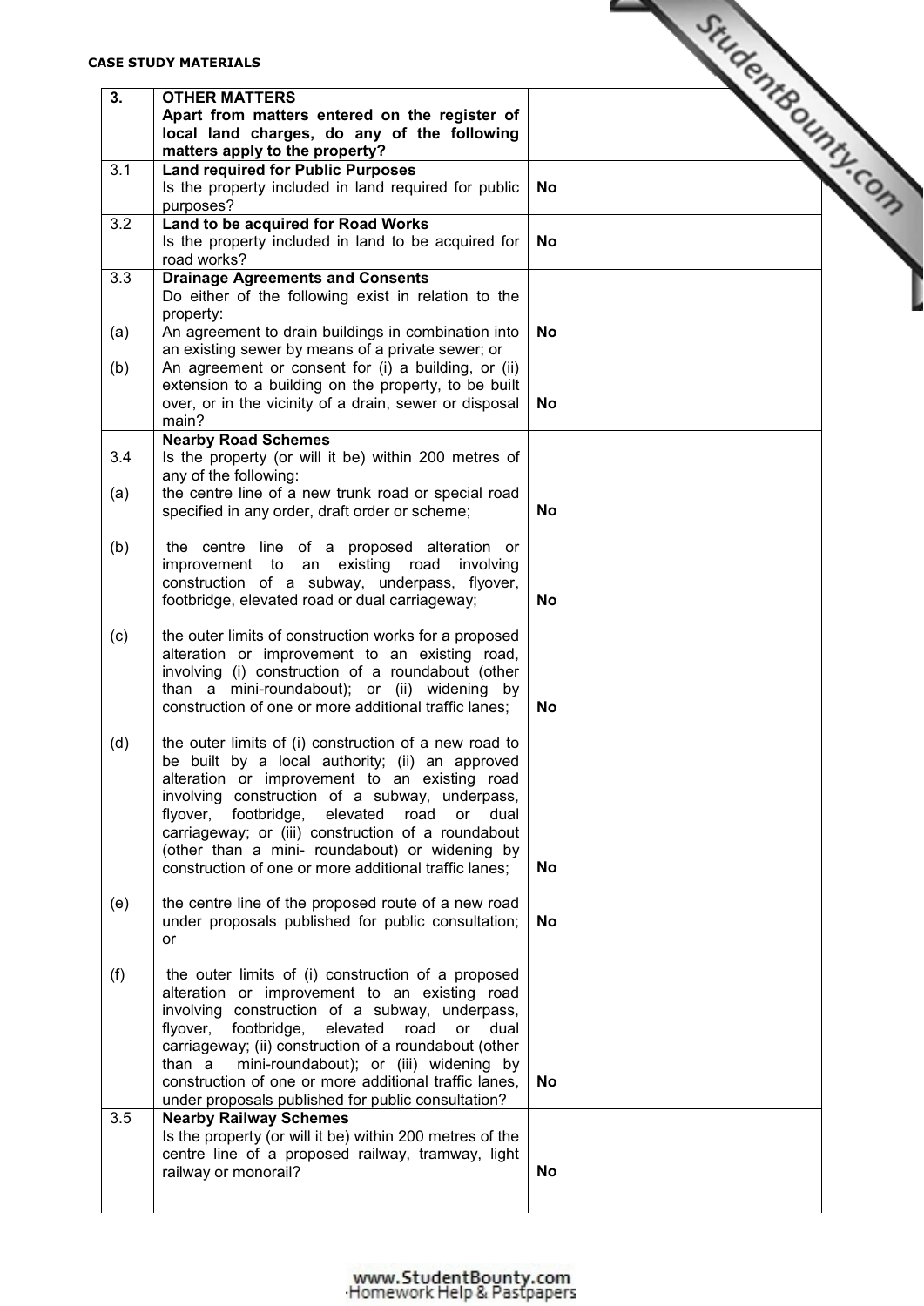**CASE STUDY MATERIALS**

| 3. | **OTHER MATTERS**<br>**Apart from matters entered on the register of local land charges, do any of the following matters apply to the property?** | |
|---|---|---|
| 3.1 | **Land required for Public Purposes**<br>Is the property included in land required for public purposes? | **No** |
| 3.2 | **Land to be acquired for Road Works**<br>Is the property included in land to be acquired for road works? | **No** |
| 3.3 | **Drainage Agreements and Consents**<br>Do either of the following exist in relation to the property: | |
| (a) | An agreement to drain buildings in combination into an existing sewer by means of a private sewer; or | **No** |
| (b) | An agreement or consent for (i) a building, or (ii) extension to a building on the property, to be built over, or in the vicinity of a drain, sewer or disposal main? | **No** |
| 3.4 | **Nearby Road Schemes**<br>Is the property (or will it be) within 200 metres of any of the following: | |
| (a) | the centre line of a new trunk road or special road specified in any order, draft order or scheme; | **No** |
| (b) | the centre line of a proposed alteration or improvement to an existing road involving construction of a subway, underpass, flyover, footbridge, elevated road or dual carriageway; | **No** |
| (c) | the outer limits of construction works for a proposed alteration or improvement to an existing road, involving (i) construction of a roundabout (other than a mini-roundabout); or (ii) widening by construction of one or more additional traffic lanes; | **No** |
| (d) | the outer limits of (i) construction of a new road to be built by a local authority; (ii) an approved alteration or improvement to an existing road involving construction of a subway, underpass, flyover, footbridge, elevated road or dual carriageway; or (iii) construction of a roundabout (other than a mini- roundabout) or widening by construction of one or more additional traffic lanes; | **No** |
| (e) | the centre line of the proposed route of a new road under proposals published for public consultation; or | **No** |
| (f) | the outer limits of (i) construction of a proposed alteration or improvement to an existing road involving construction of a subway, underpass, flyover, footbridge, elevated road or dual carriageway; (ii) construction of a roundabout (other than a mini-roundabout); or (iii) widening by construction of one or more additional traffic lanes, under proposals published for public consultation? | **No** |
| 3.5 | **Nearby Railway Schemes**<br>Is the property (or will it be) within 200 metres of the centre line of a proposed railway, tramway, light railway or monorail? | **No** |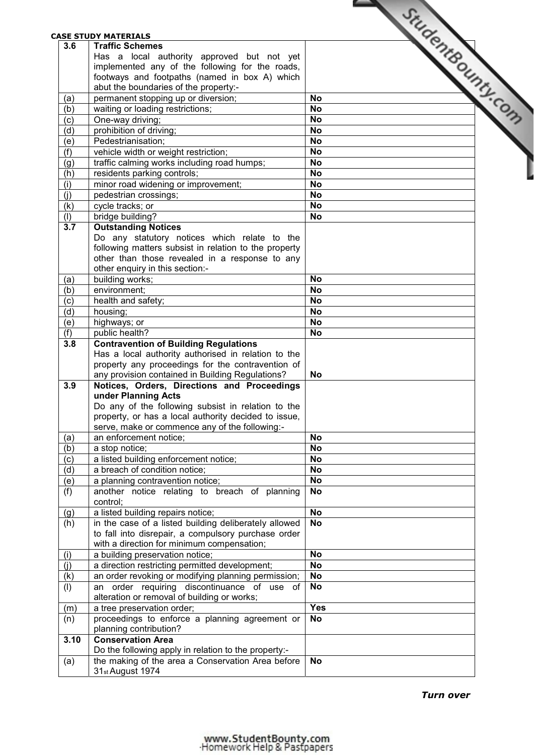CASE STUDY MATERIALS

| | | |
|---|---|---|
| **3.6** | **Traffic Schemes**<br>Has a local authority approved but not yet implemented any of the following for the roads, footways and footpaths (named in box A) which abut the boundaries of the property:- | |
| (a) | permanent stopping up or diversion; | **No** |
| (b) | waiting or loading restrictions; | **No** |
| (c) | One-way driving; | **No** |
| (d) | prohibition of driving; | **No** |
| (e) | Pedestrianisation; | **No** |
| (f) | vehicle width or weight restriction; | **No** |
| (g) | traffic calming works including road humps; | **No** |
| (h) | residents parking controls; | **No** |
| (i) | minor road widening or improvement; | **No** |
| (j) | pedestrian crossings; | **No** |
| (k) | cycle tracks; or | **No** |
| (l) | bridge building? | **No** |
| **3.7** | **Outstanding Notices**<br>Do any statutory notices which relate to the following matters subsist in relation to the property other than those revealed in a response to any other enquiry in this section:- | |
| (a) | building works; | **No** |
| (b) | environment; | **No** |
| (c) | health and safety; | **No** |
| (d) | housing; | **No** |
| (e) | highways; or | **No** |
| (f) | public health? | **No** |
| **3.8** | **Contravention of Building Regulations**<br>Has a local authority authorised in relation to the property any proceedings for the contravention of any provision contained in Building Regulations? | **No** |
| **3.9** | **Notices, Orders, Directions and Proceedings under Planning Acts**<br>Do any of the following subsist in relation to the property, or has a local authority decided to issue, serve, make or commence any of the following:- | |
| (a) | an enforcement notice; | **No** |
| (b) | a stop notice; | **No** |
| (c) | a listed building enforcement notice; | **No** |
| (d) | a breach of condition notice; | **No** |
| (e) | a planning contravention notice; | **No** |
| (f) | another notice relating to breach of planning control; | **No** |
| (g) | a listed building repairs notice; | **No** |
| (h) | in the case of a listed building deliberately allowed to fall into disrepair, a compulsory purchase order with a direction for minimum compensation; | **No** |
| (i) | a building preservation notice; | **No** |
| (j) | a direction restricting permitted development; | **No** |
| (k) | an order revoking or modifying planning permission; | **No** |
| (l) | an order requiring discontinuance of use of alteration or removal of building or works; | **No** |
| (m) | a tree preservation order; | **Yes** |
| (n) | proceedings to enforce a planning agreement or planning contribution? | **No** |
| **3.10** | **Conservation Area**<br>Do the following apply in relation to the property:- | |
| (a) | the making of the area a Conservation Area before 31st August 1974 | **No** |

***Turn over***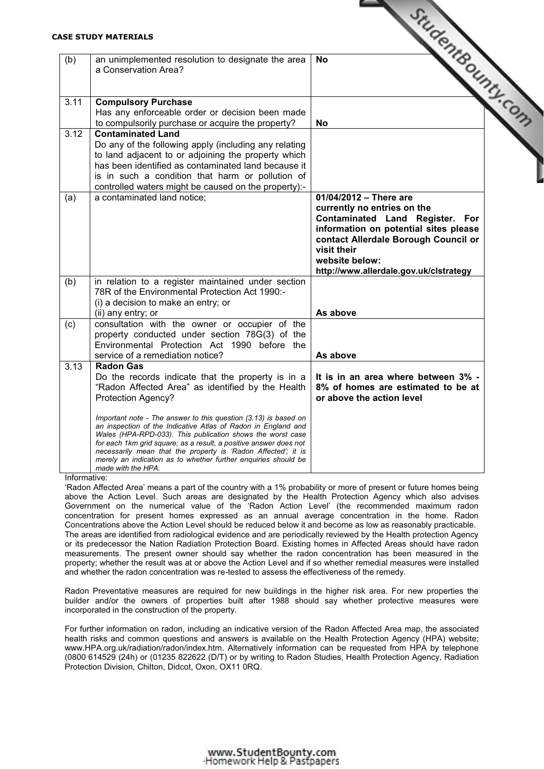**CASE STUDY MATERIALS**

| | | |
|---|---|---|
| (b) | an unimplemented resolution to designate the area a Conservation Area? | **No** |
| 3.11 | **Compulsory Purchase**<br>Has any enforceable order or decision been made to compulsorily purchase or acquire the property? | **No** |
| 3.12 | **Contaminated Land**<br>Do any of the following apply (including any relating to land adjacent to or adjoining the property which has been identified as contaminated land because it is in such a condition that harm or pollution of controlled waters might be caused on the property):- | |
| (a) | a contaminated land notice; | **01/04/2012 – There are currently no entries on the Contaminated Land Register. For information on potential sites please contact Allerdale Borough Council or visit their website below: http://www.allerdale.gov.uk/clstrategy** |
| (b) | in relation to a register maintained under section 78R of the Environmental Protection Act 1990:-<br>(i) a decision to make an entry; or<br>(ii) any entry; or | **As above** |
| (c) | consultation with the owner or occupier of the property conducted under section 78G(3) of the Environmental Protection Act 1990 before the service of a remediation notice? | **As above** |
| 3.13 | **Radon Gas**<br>Do the records indicate that the property is in a "Radon Affected Area" as identified by the Health Protection Agency?<br><br>*Important note - The answer to this question (3.13) is based on an inspection of the Indicative Atlas of Radon in England and Wales (HPA-RPD-033). This publication shows the worst case for each 1km grid square; as a result, a positive answer does not necessarily mean that the property is 'Radon Affected'; it is merely an indication as to whether further enquiries should be made with the HPA.* | **It is in an area where between 3% - 8% of homes are estimated to be at or above the action level** |

Informative:

'Radon Affected Area' means a part of the country with a 1% probability or more of present or future homes being above the Action Level. Such areas are designated by the Health Protection Agency which also advises Government on the numerical value of the 'Radon Action Level' (the recommended maximum radon concentration for present homes expressed as an annual average concentration in the home. Radon Concentrations above the Action Level should be reduced below it and become as low as reasonably practicable. The areas are identified from radiological evidence and are periodically reviewed by the Health protection Agency or its predecessor the Nation Radiation Protection Board. Existing homes in Affected Areas should have radon measurements. The present owner should say whether the radon concentration has been measured in the property; whether the result was at or above the Action Level and if so whether remedial measures were installed and whether the radon concentration was re-tested to assess the effectiveness of the remedy.

Radon Preventative measures are required for new buildings in the higher risk area. For new properties the builder and/or the owners of properties built after 1988 should say whether protective measures were incorporated in the construction of the property.

For further information on radon, including an indicative version of the Radon Affected Area map, the associated health risks and common questions and answers is available on the Health Protection Agency (HPA) website; www.HPA.org.uk/radiation/radon/index.htm. Alternatively information can be requested from HPA by telephone (0800 614529 (24h) or (01235 822622 (D/T) or by writing to Radon Studies, Health Protection Agency, Radiation Protection Division, Chilton, Didcot, Oxon, OX11 0RQ.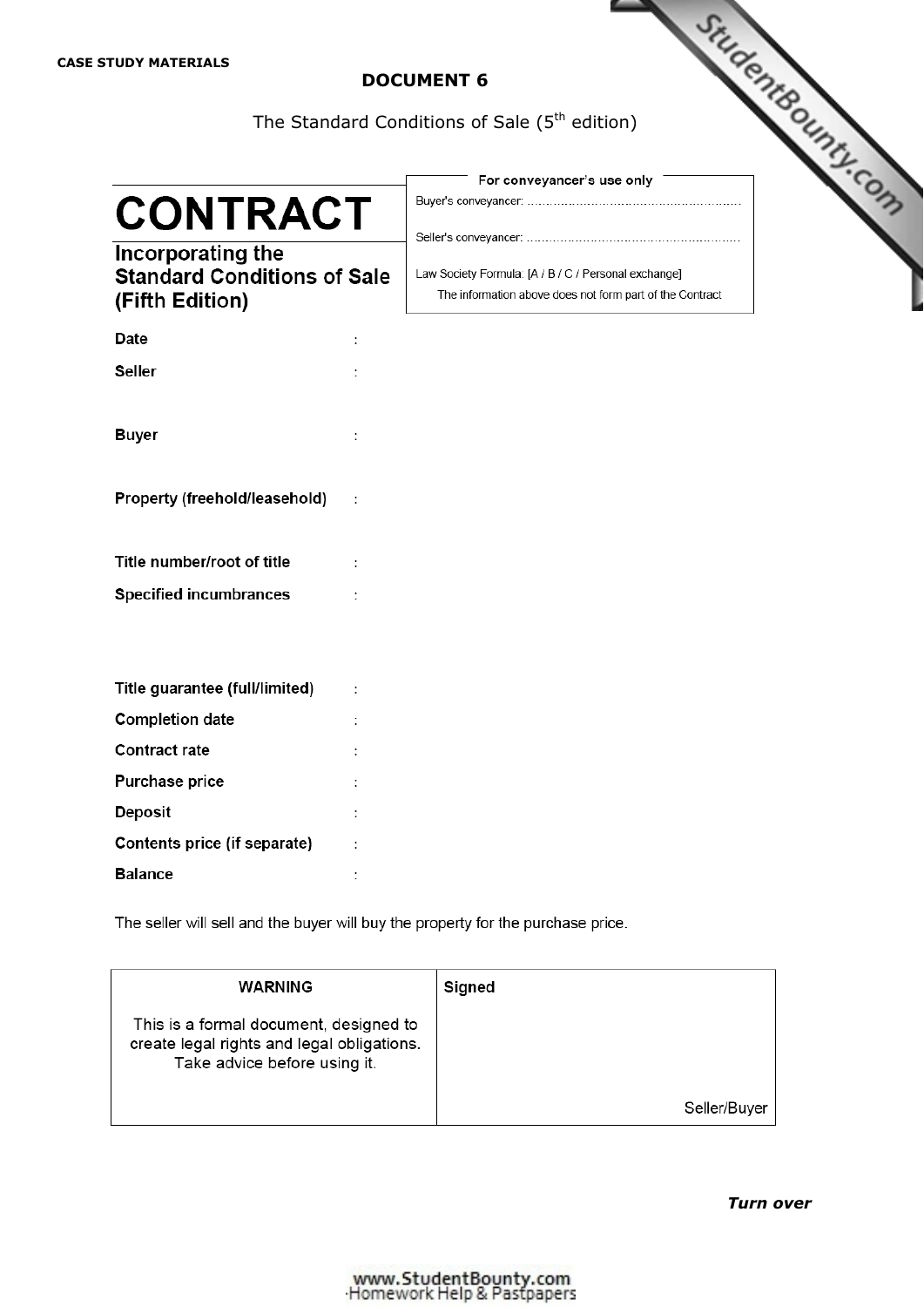**CASE STUDY MATERIALS**

## DOCUMENT 6

The Standard Conditions of Sale (5th edition)

# CONTRACT

**Incorporating the Standard Conditions of Sale (Fifth Edition)**

| For conveyancer's use only |
|---|
| Buyer's conveyancer: ………………………………………………… |
| Seller's conveyancer: ………………………………………………… |
| Law Society Formula: [A / B / C / Personal exchange] |
| The information above does not form part of the Contract |

**Date** :

**Seller** :

**Buyer** :

**Property (freehold/leasehold)** :

**Title number/root of title** :

**Specified incumbrances** :

**Title guarantee (full/limited)** :

**Completion date** :

**Contract rate** :

**Purchase price** :

**Deposit** :

**Contents price (if separate)** :

**Balance** :

The seller will sell and the buyer will buy the property for the purchase price.

| **WARNING** | **Signed** |
|---|---|
| This is a formal document, designed to create legal rights and legal obligations. Take advice before using it. | Seller/Buyer |

***Turn over***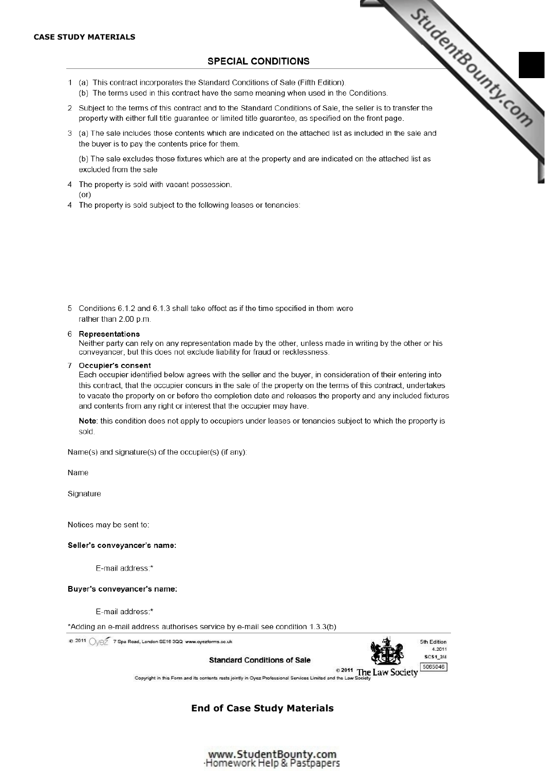**CASE STUDY MATERIALS**

## SPECIAL CONDITIONS

1 (a) This contract incorporates the Standard Conditions of Sale (Fifth Edition).
(b) The terms used in this contract have the same meaning when used in the Conditions.

2 Subject to the terms of this contract and to the Standard Conditions of Sale, the seller is to transfer the property with either full title guarantee or limited title guarantee, as specified on the front page.

3 (a) The sale includes those contents which are indicated on the attached list as included in the sale and the buyer is to pay the contents price for them.

(b) The sale excludes those fixtures which are at the property and are indicated on the attached list as excluded from the sale

4 The property is sold with vacant possession.
(or)

4 The property is sold subject to the following leases or tenancies:

5 Conditions 6.1.2 and 6.1.3 shall take effect as if the time specified in them were rather than 2.00 p.m.

6 **Representations**
Neither party can rely on any representation made by the other, unless made in writing by the other or his conveyancer, but this does not exclude liability for fraud or recklessness.

7 **Occupier's consent**
Each occupier identified below agrees with the seller and the buyer, in consideration of their entering into this contract, that the occupier concurs in the sale of the property on the terms of this contract, undertakes to vacate the property on or before the completion date and releases the property and any included fixtures and contents from any right or interest that the occupier may have.

**Note**: this condition does not apply to occupiers under leases or tenancies subject to which the property is sold.

Name(s) and signature(s) of the occupier(s) (if any):

Name

Signature

Notices may be sent to:

**Seller's conveyancer's name:**

E-mail address:*

**Buyer's conveyancer's name:**

E-mail address:*

*Adding an e-mail address authorises service by e-mail see condition 1.3.3(b)

© 2011 Oyez 7 Spa Road, London SE16 3QQ www.oyezforms.co.uk

**Standard Conditions of Sale**

© 2011 The Law Society

5th Edition
4.2011
SCS1_2/4
5065046

Copyright in this Form and its contents rests jointly in Oyez Professional Services Limited and the Law Society

**End of Case Study Materials**